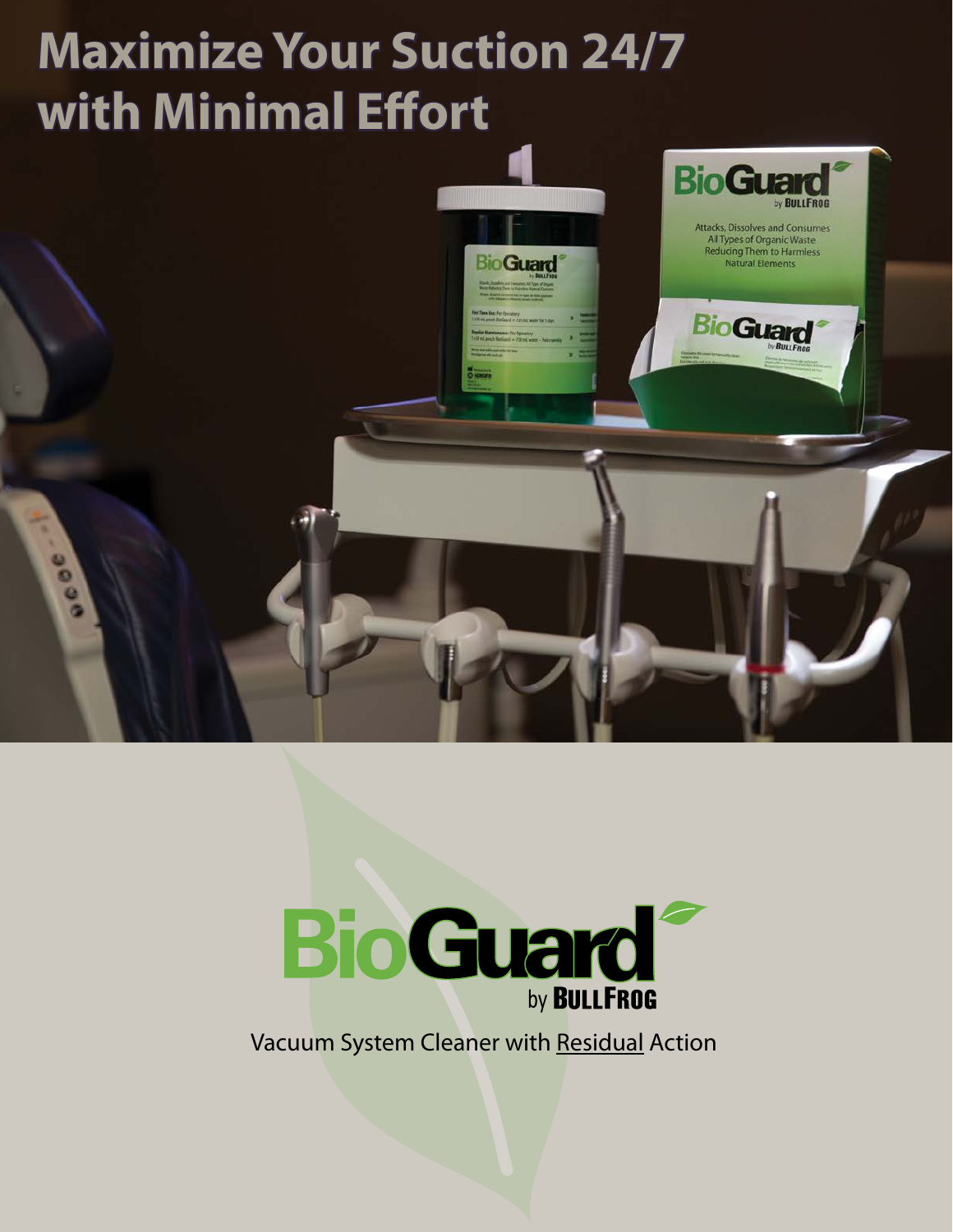# Maximize Your Suction 24/7 with Minimal Effort

**BioGuard** by BULLFROG

Vacuum System Cleaner with Residual Action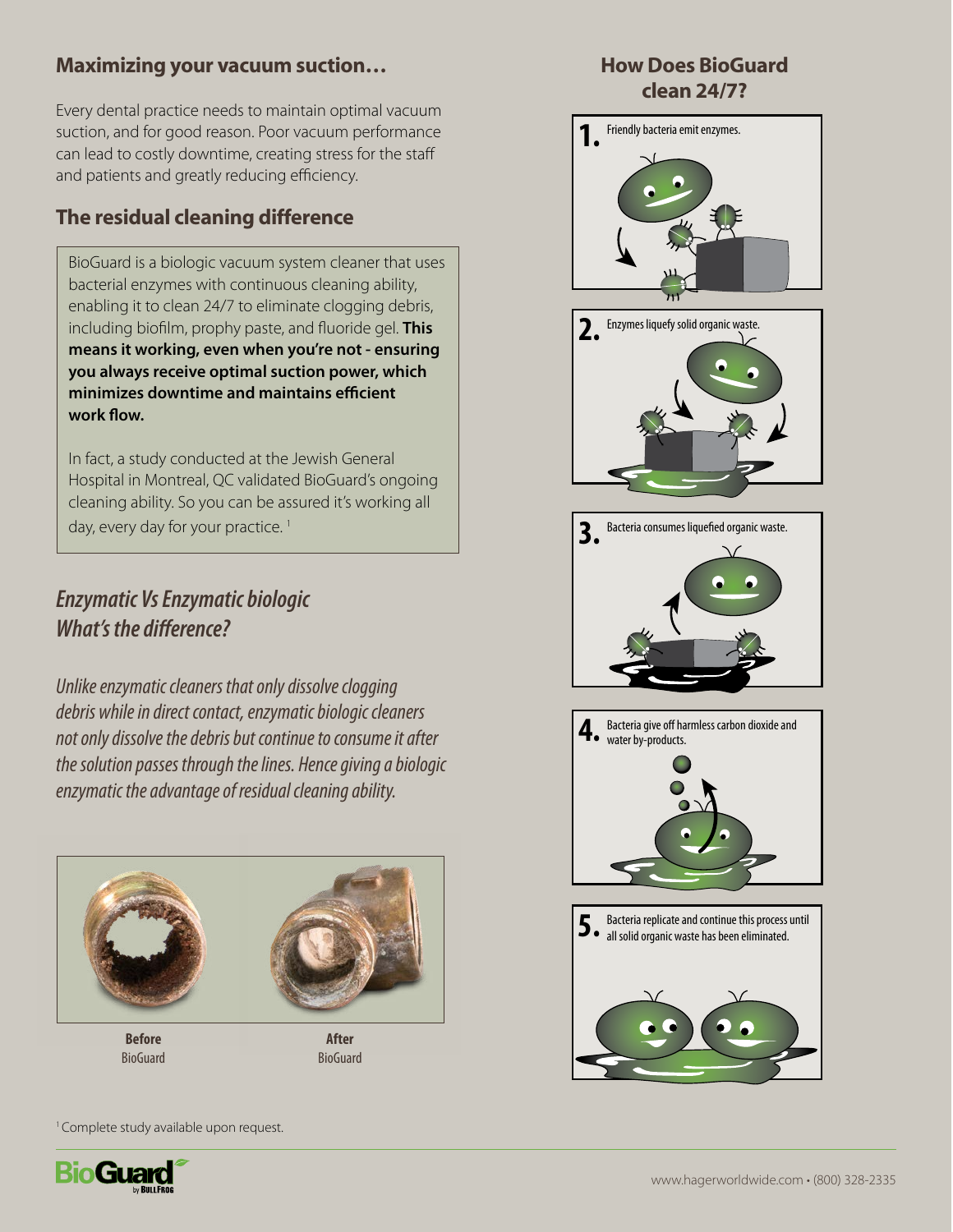## Maximizing your vacuum suction…

Every dental practice needs to maintain optimal vacuum suction, and for good reason. Poor vacuum performance can lead to costly downtime, creating stress for the staff and patients and greatly reducing efficiency.

## The residual cleaning difference

BioGuard is a biologic vacuum system cleaner that uses bacterial enzymes with continuous cleaning ability, enabling it to clean 24/7 to eliminate clogging debris, including biofilm, prophy paste, and fluoride gel. **This means it working, even when you're not - ensuring you always receive optimal suction power, which minimizes downtime and maintains efficient work flow.**

In fact, a study conducted at the Jewish General Hospital in Montreal, QC validated BioGuard's ongoing cleaning ability. So you can be assured it's working all day, every day for your practice. [1]

## *Enzymatic Vs Enzymatic biologic What's the difference?*

*Unlike enzymatic cleaners that only dissolve clogging debris while in direct contact, enzymatic biologic cleaners not only dissolve the debris but continue to consume it after the solution passes through the lines. Hence giving a biologic enzymatic the advantage of residual cleaning ability.*

**Before** BioGuard

**After** BioGuard

## How Does BioGuard clean 24/7?

**1.** Friendly bacteria emit enzymes.

**2.** Enzymes liquefy solid organic waste.

**3.** Bacteria consumes liquefied organic waste.

**4.** Bacteria give off harmless carbon dioxide and water by-products.

**5.** Bacteria replicate and continue this process until all solid organic waste has been eliminated.

[1] Complete study available upon request.

BioGuard by BULLFROG

www.hagerworldwide.com • (800) 328-2335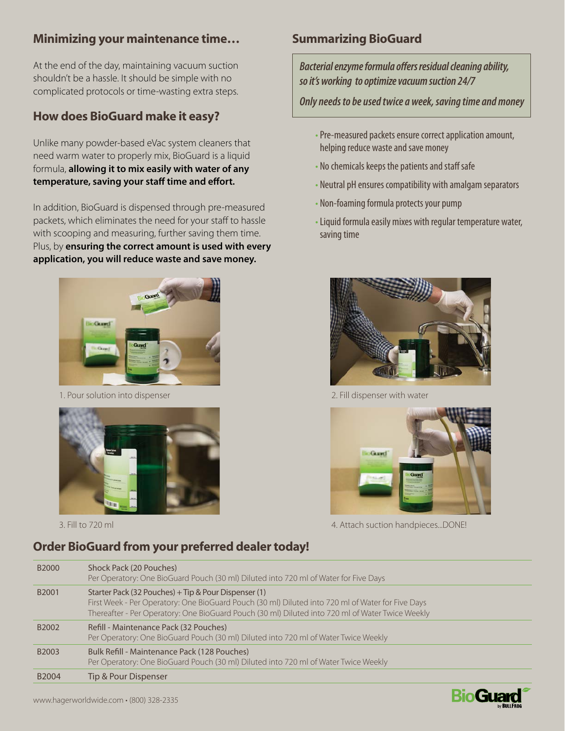## Minimizing your maintenance time…

At the end of the day, maintaining vacuum suction shouldn't be a hassle. It should be simple with no complicated protocols or time-wasting extra steps.

## How does BioGuard make it easy?

Unlike many powder-based eVac system cleaners that need warm water to properly mix, BioGuard is a liquid formula, **allowing it to mix easily with water of any temperature, saving your staff time and effort.**

In addition, BioGuard is dispensed through pre-measured packets, which eliminates the need for your staff to hassle with scooping and measuring, further saving them time. Plus, by **ensuring the correct amount is used with every application, you will reduce waste and save money.**

## Summarizing BioGuard

*Bacterial enzyme formula offers residual cleaning ability, so it's working to optimize vacuum suction 24/7*

*Only needs to be used twice a week, saving time and money*

- Pre-measured packets ensure correct application amount, helping reduce waste and save money
- No chemicals keeps the patients and staff safe
- Neutral pH ensures compatibility with amalgam separators
- Non-foaming formula protects your pump
- Liquid formula easily mixes with regular temperature water, saving time

1. Pour solution into dispenser

2. Fill dispenser with water

3. Fill to 720 ml

4. Attach suction handpieces...DONE!

## Order BioGuard from your preferred dealer today!

| | |
|---|---|
| B2000 | Shock Pack (20 Pouches)<br>Per Operatory: One BioGuard Pouch (30 ml) Diluted into 720 ml of Water for Five Days |
| B2001 | Starter Pack (32 Pouches) + Tip & Pour Dispenser (1)<br>First Week - Per Operatory: One BioGuard Pouch (30 ml) Diluted into 720 ml of Water for Five Days<br>Thereafter - Per Operatory: One BioGuard Pouch (30 ml) Diluted into 720 ml of Water Twice Weekly |
| B2002 | Refill - Maintenance Pack (32 Pouches)<br>Per Operatory: One BioGuard Pouch (30 ml) Diluted into 720 ml of Water Twice Weekly |
| B2003 | Bulk Refill - Maintenance Pack (128 Pouches)<br>Per Operatory: One BioGuard Pouch (30 ml) Diluted into 720 ml of Water Twice Weekly |
| B2004 | Tip & Pour Dispenser |

www.hagerworldwide.com • (800) 328-2335

BioGuard by BULLFROG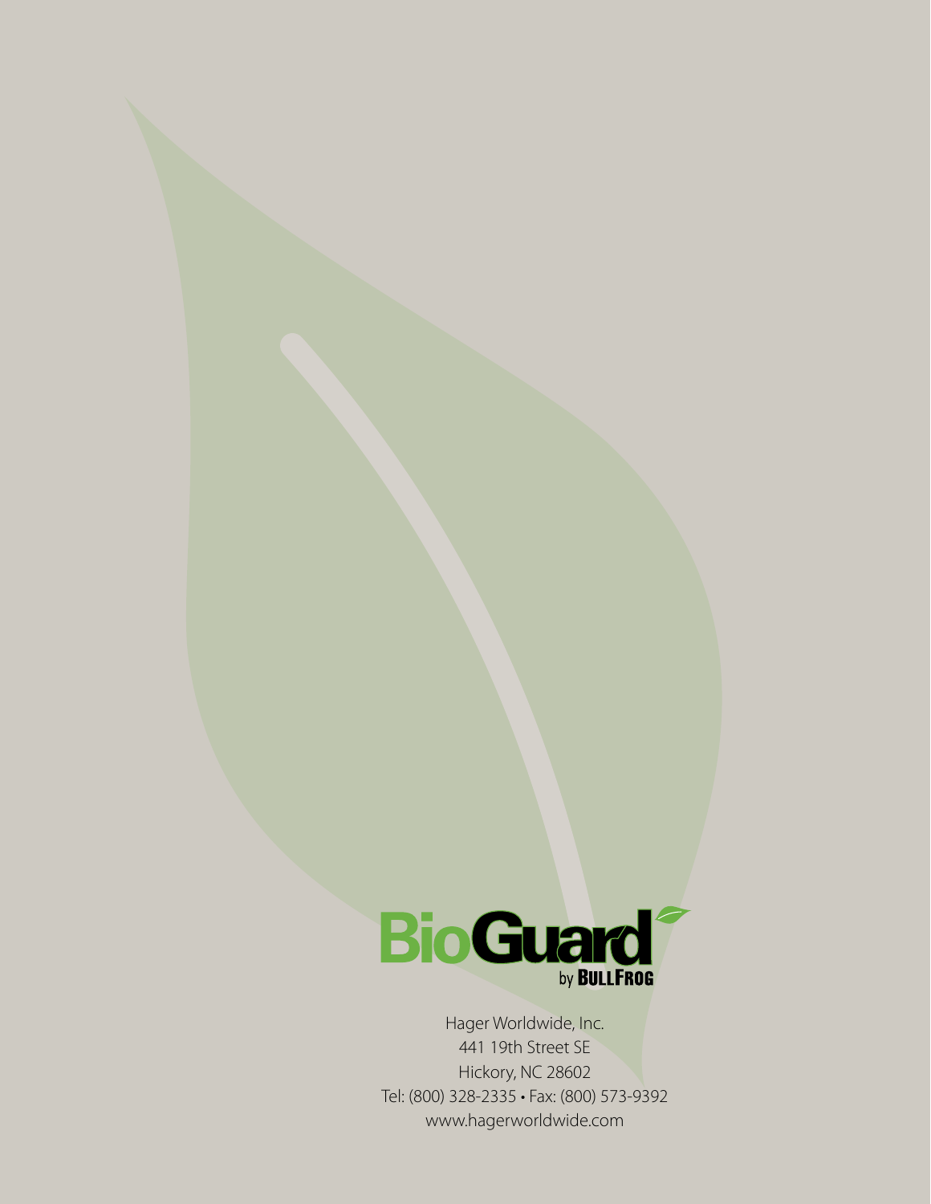BioGuard

by BULLFROG

Hager Worldwide, Inc.
441 19th Street SE
Hickory, NC 28602
Tel: (800) 328-2335 • Fax: (800) 573-9392
www.hagerworldwide.com